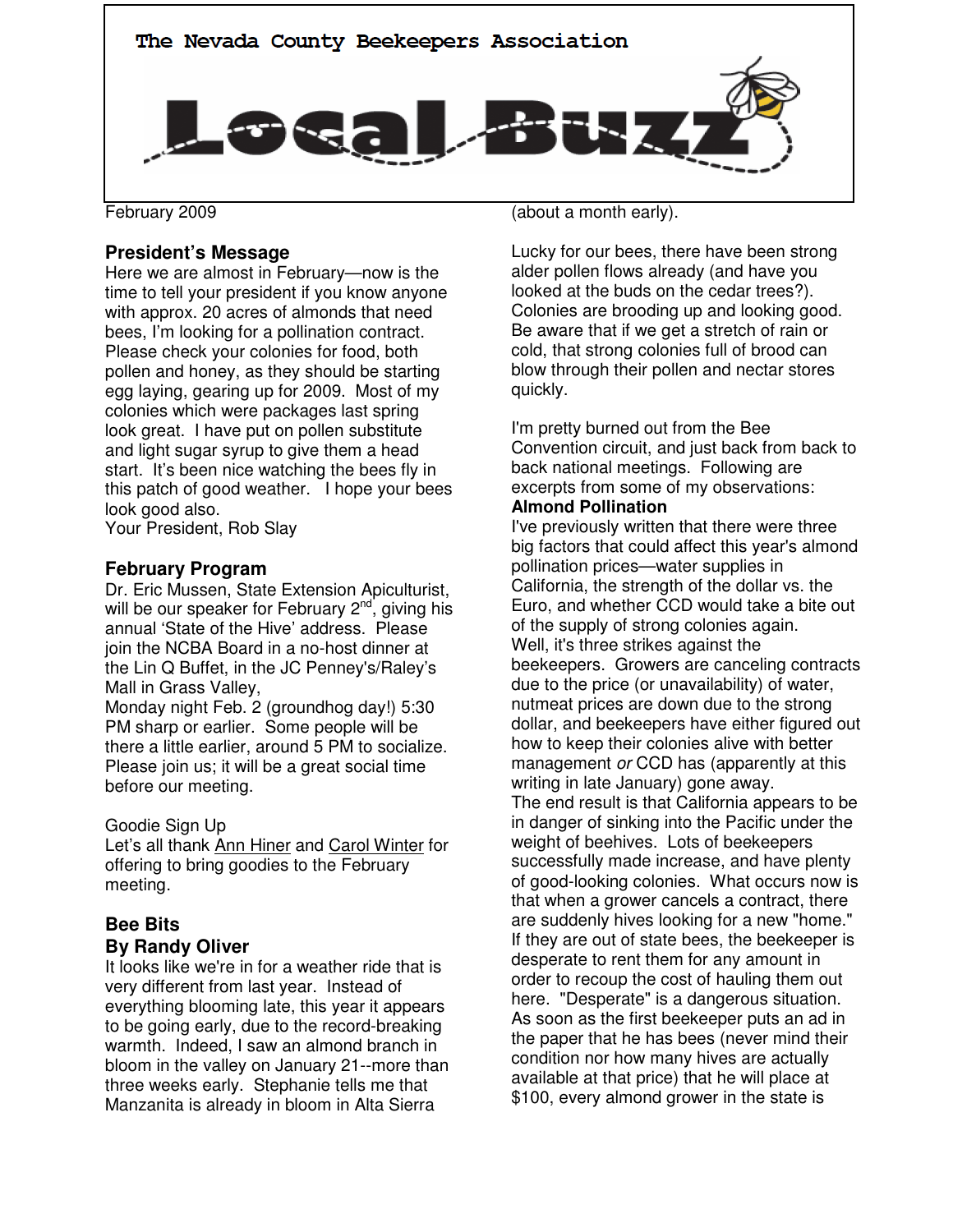# The Nevada County Beekeepers Association

# Local Buzz

February 2009

## President's Message

Here we are almost in February—now is the time to tell your president if you know anyone with approx. 20 acres of almonds that need bees, I'm looking for a pollination contract. Please check your colonies for food, both pollen and honey, as they should be starting egg laying, gearing up for 2009. Most of my colonies which were packages last spring look great. I have put on pollen substitute and light sugar syrup to give them a head start. It's been nice watching the bees fly in this patch of good weather. I hope your bees look good also.
Your President, Rob Slay

## February Program

Dr. Eric Mussen, State Extension Apiculturist, will be our speaker for February 2nd, giving his annual 'State of the Hive' address. Please join the NCBA Board in a no-host dinner at the Lin Q Buffet, in the JC Penney's/Raley's Mall in Grass Valley,
Monday night Feb. 2 (groundhog day!) 5:30 PM sharp or earlier. Some people will be there a little earlier, around 5 PM to socialize. Please join us; it will be a great social time before our meeting.

Goodie Sign Up
Let's all thank Ann Hiner and Carol Winter for offering to bring goodies to the February meeting.

## Bee Bits
## By Randy Oliver

It looks like we're in for a weather ride that is very different from last year. Instead of everything blooming late, this year it appears to be going early, due to the record-breaking warmth. Indeed, I saw an almond branch in bloom in the valley on January 21--more than three weeks early. Stephanie tells me that Manzanita is already in bloom in Alta Sierra (about a month early).

Lucky for our bees, there have been strong alder pollen flows already (and have you looked at the buds on the cedar trees?). Colonies are brooding up and looking good. Be aware that if we get a stretch of rain or cold, that strong colonies full of brood can blow through their pollen and nectar stores quickly.

I'm pretty burned out from the Bee Convention circuit, and just back from back to back national meetings. Following are excerpts from some of my observations:

**Almond Pollination**

I've previously written that there were three big factors that could affect this year's almond pollination prices—water supplies in California, the strength of the dollar vs. the Euro, and whether CCD would take a bite out of the supply of strong colonies again.
Well, it's three strikes against the beekeepers. Growers are canceling contracts due to the price (or unavailability) of water, nutmeat prices are down due to the strong dollar, and beekeepers have either figured out how to keep their colonies alive with better management *or* CCD has (apparently at this writing in late January) gone away.
The end result is that California appears to be in danger of sinking into the Pacific under the weight of beehives. Lots of beekeepers successfully made increase, and have plenty of good-looking colonies. What occurs now is that when a grower cancels a contract, there are suddenly hives looking for a new "home." If they are out of state bees, the beekeeper is desperate to rent them for any amount in order to recoup the cost of hauling them out here. "Desperate" is a dangerous situation. As soon as the first beekeeper puts an ad in the paper that he has bees (never mind their condition nor how many hives are actually available at that price) that he will place at $100, every almond grower in the state is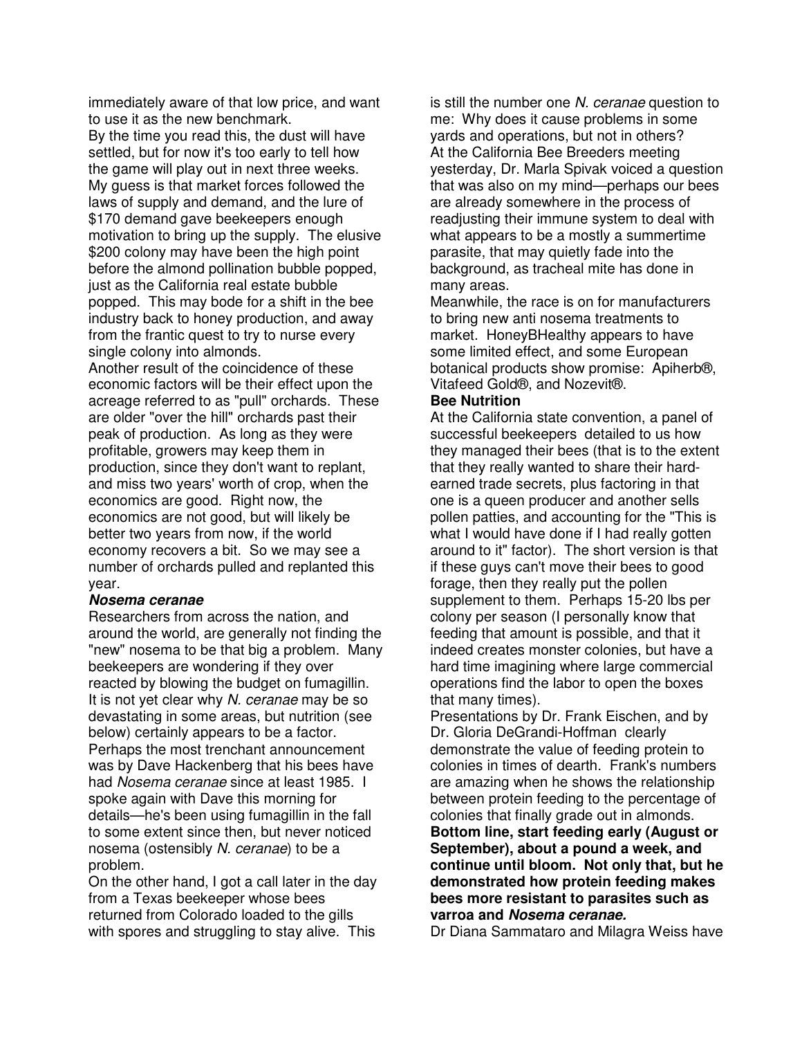immediately aware of that low price, and want to use it as the new benchmark.

By the time you read this, the dust will have settled, but for now it's too early to tell how the game will play out in next three weeks. My guess is that market forces followed the laws of supply and demand, and the lure of $170 demand gave beekeepers enough motivation to bring up the supply. The elusive $200 colony may have been the high point before the almond pollination bubble popped, just as the California real estate bubble popped. This may bode for a shift in the bee industry back to honey production, and away from the frantic quest to try to nurse every single colony into almonds.

Another result of the coincidence of these economic factors will be their effect upon the acreage referred to as "pull" orchards. These are older "over the hill" orchards past their peak of production. As long as they were profitable, growers may keep them in production, since they don't want to replant, and miss two years' worth of crop, when the economics are good. Right now, the economics are not good, but will likely be better two years from now, if the world economy recovers a bit. So we may see a number of orchards pulled and replanted this year.

### ***Nosema ceranae***

Researchers from across the nation, and around the world, are generally not finding the "new" nosema to be that big a problem. Many beekeepers are wondering if they over reacted by blowing the budget on fumagillin. It is not yet clear why *N. ceranae* may be so devastating in some areas, but nutrition (see below) certainly appears to be a factor.

Perhaps the most trenchant announcement was by Dave Hackenberg that his bees have had *Nosema ceranae* since at least 1985. I spoke again with Dave this morning for details—he's been using fumagillin in the fall to some extent since then, but never noticed nosema (ostensibly *N. ceranae*) to be a problem.

On the other hand, I got a call later in the day from a Texas beekeeper whose bees returned from Colorado loaded to the gills with spores and struggling to stay alive. This is still the number one *N. ceranae* question to me: Why does it cause problems in some yards and operations, but not in others?

At the California Bee Breeders meeting yesterday, Dr. Marla Spivak voiced a question that was also on my mind—perhaps our bees are already somewhere in the process of readjusting their immune system to deal with what appears to be a mostly a summertime parasite, that may quietly fade into the background, as tracheal mite has done in many areas.

Meanwhile, the race is on for manufacturers to bring new anti nosema treatments to market. HoneyBHealthy appears to have some limited effect, and some European botanical products show promise: Apiherb®, Vitafeed Gold®, and Nozevit®.

### **Bee Nutrition**

At the California state convention, a panel of successful beekeepers detailed to us how they managed their bees (that is to the extent that they really wanted to share their hard-earned trade secrets, plus factoring in that one is a queen producer and another sells pollen patties, and accounting for the "This is what I would have done if I had really gotten around to it" factor). The short version is that if these guys can't move their bees to good forage, then they really put the pollen supplement to them. Perhaps 15-20 lbs per colony per season (I personally know that feeding that amount is possible, and that it indeed creates monster colonies, but have a hard time imagining where large commercial operations find the labor to open the boxes that many times).

Presentations by Dr. Frank Eischen, and by Dr. Gloria DeGrandi-Hoffman clearly demonstrate the value of feeding protein to colonies in times of dearth. Frank's numbers are amazing when he shows the relationship between protein feeding to the percentage of colonies that finally grade out in almonds.

**Bottom line, start feeding early (August or September), about a pound a week, and continue until bloom. Not only that, but he demonstrated how protein feeding makes bees more resistant to parasites such as varroa and *Nosema ceranae.***

Dr Diana Sammataro and Milagra Weiss have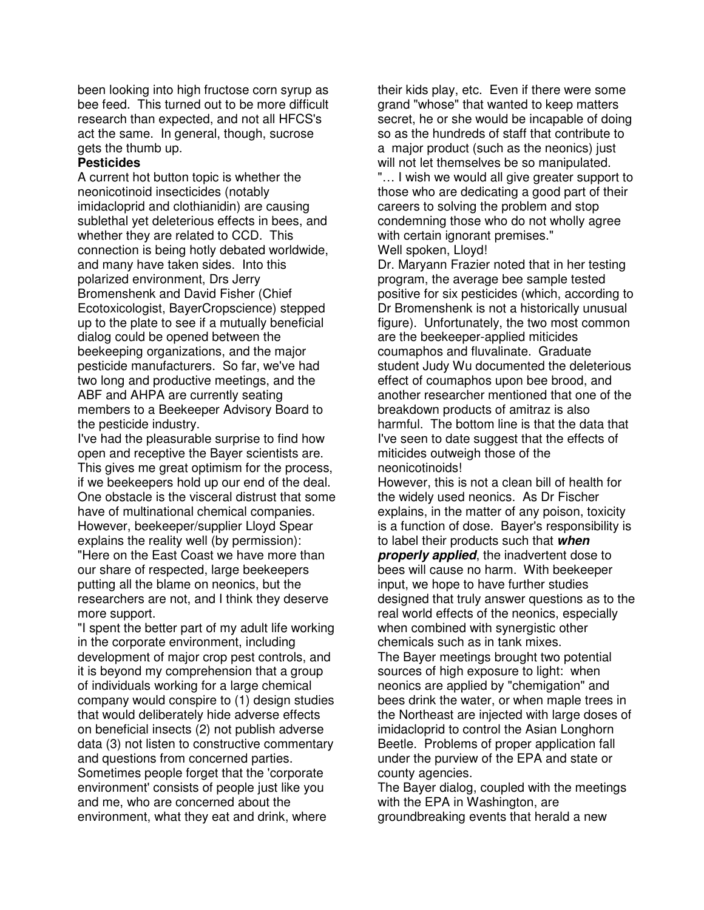been looking into high fructose corn syrup as bee feed. This turned out to be more difficult research than expected, and not all HFCS's act the same. In general, though, sucrose gets the thumb up.

**Pesticides**

A current hot button topic is whether the neonicotinoid insecticides (notably imidacloprid and clothianidin) are causing sublethal yet deleterious effects in bees, and whether they are related to CCD. This connection is being hotly debated worldwide, and many have taken sides. Into this polarized environment, Drs Jerry Bromenshenk and David Fisher (Chief Ecotoxicologist, BayerCropscience) stepped up to the plate to see if a mutually beneficial dialog could be opened between the beekeeping organizations, and the major pesticide manufacturers. So far, we've had two long and productive meetings, and the ABF and AHPA are currently seating members to a Beekeeper Advisory Board to the pesticide industry.

I've had the pleasurable surprise to find how open and receptive the Bayer scientists are. This gives me great optimism for the process, if we beekeepers hold up our end of the deal. One obstacle is the visceral distrust that some have of multinational chemical companies. However, beekeeper/supplier Lloyd Spear explains the reality well (by permission):

"Here on the East Coast we have more than our share of respected, large beekeepers putting all the blame on neonics, but the researchers are not, and I think they deserve more support.

"I spent the better part of my adult life working in the corporate environment, including development of major crop pest controls, and it is beyond my comprehension that a group of individuals working for a large chemical company would conspire to (1) design studies that would deliberately hide adverse effects on beneficial insects (2) not publish adverse data (3) not listen to constructive commentary and questions from concerned parties. Sometimes people forget that the 'corporate environment' consists of people just like you and me, who are concerned about the environment, what they eat and drink, where their kids play, etc. Even if there were some grand "whose" that wanted to keep matters secret, he or she would be incapable of doing so as the hundreds of staff that contribute to a major product (such as the neonics) just will not let themselves be so manipulated.

"… I wish we would all give greater support to those who are dedicating a good part of their careers to solving the problem and stop condemning those who do not wholly agree with certain ignorant premises."

Well spoken, Lloyd!

Dr. Maryann Frazier noted that in her testing program, the average bee sample tested positive for six pesticides (which, according to Dr Bromenshenk is not a historically unusual figure). Unfortunately, the two most common are the beekeeper-applied miticides coumaphos and fluvalinate. Graduate student Judy Wu documented the deleterious effect of coumaphos upon bee brood, and another researcher mentioned that one of the breakdown products of amitraz is also harmful. The bottom line is that the data that I've seen to date suggest that the effects of miticides outweigh those of the neonicotinoids!

However, this is not a clean bill of health for the widely used neonics. As Dr Fischer explains, in the matter of any poison, toxicity is a function of dose. Bayer's responsibility is to label their products such that ***when properly applied***, the inadvertent dose to bees will cause no harm. With beekeeper input, we hope to have further studies designed that truly answer questions as to the real world effects of the neonics, especially when combined with synergistic other chemicals such as in tank mixes.

The Bayer meetings brought two potential sources of high exposure to light: when neonics are applied by "chemigation" and bees drink the water, or when maple trees in the Northeast are injected with large doses of imidacloprid to control the Asian Longhorn Beetle. Problems of proper application fall under the purview of the EPA and state or county agencies.

The Bayer dialog, coupled with the meetings with the EPA in Washington, are groundbreaking events that herald a new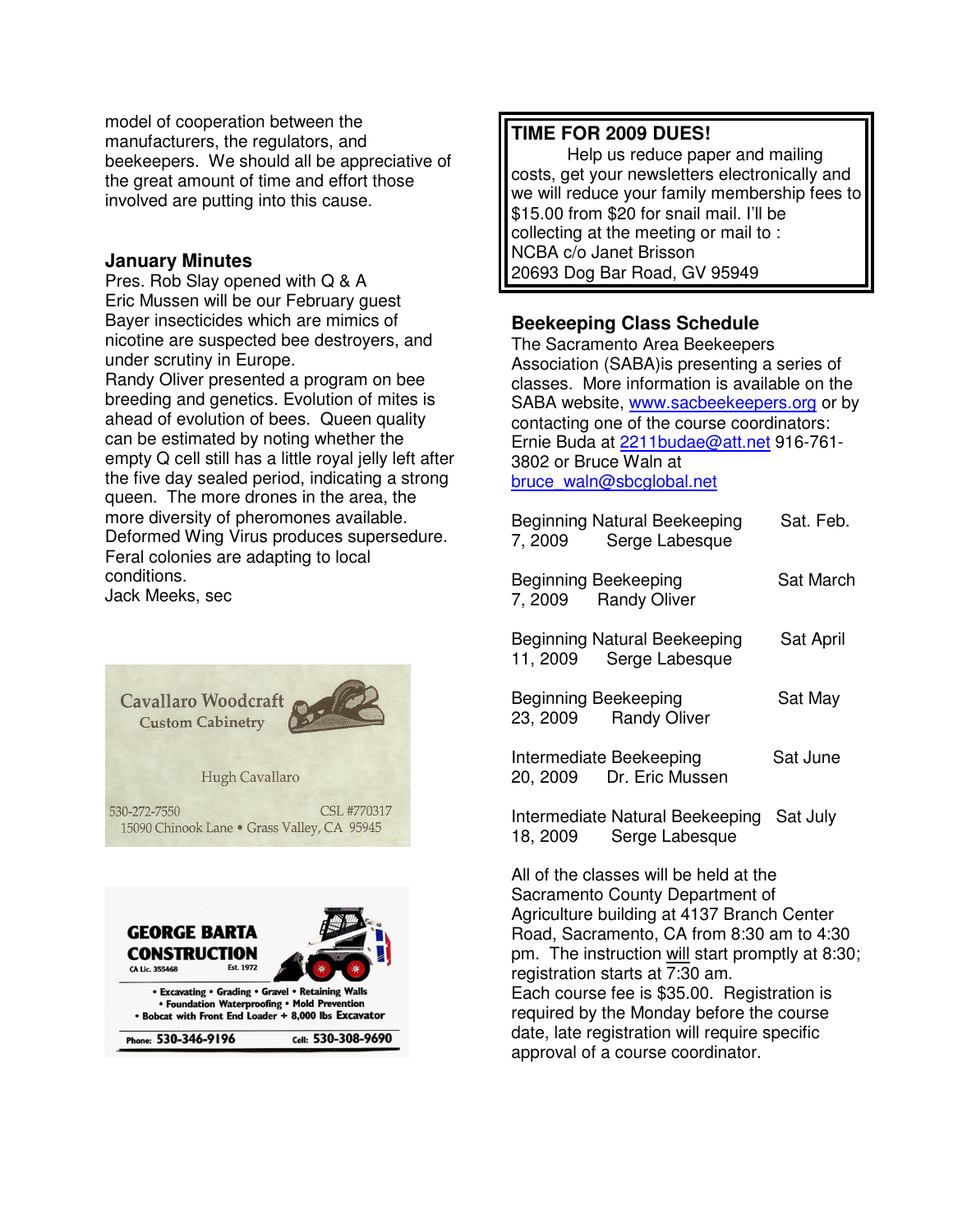model of cooperation between the manufacturers, the regulators, and beekeepers. We should all be appreciative of the great amount of time and effort those involved are putting into this cause.

### January Minutes

Pres. Rob Slay opened with Q & A
Eric Mussen will be our February guest
Bayer insecticides which are mimics of nicotine are suspected bee destroyers, and under scrutiny in Europe.
Randy Oliver presented a program on bee breeding and genetics. Evolution of mites is ahead of evolution of bees. Queen quality can be estimated by noting whether the empty Q cell still has a little royal jelly left after the five day sealed period, indicating a strong queen. The more drones in the area, the more diversity of pheromones available.
Deformed Wing Virus produces supersedure.
Feral colonies are adapting to local conditions.
Jack Meeks, sec

Cavallaro Woodcraft
Custom Cabinetry

Hugh Cavallaro

530-272-7550 CSL #770317
15090 Chinook Lane • Grass Valley, CA 95945

GEORGE BARTA CONSTRUCTION
CA Lic. 355468 Est. 1972

• Excavating • Grading • Gravel • Retaining Walls
• Foundation Waterproofing • Mold Prevention
• Bobcat with Front End Loader + 8,000 lbs Excavator

Phone: 530-346-9196 Cell: 530-308-9690

**TIME FOR 2009 DUES!**

Help us reduce paper and mailing costs, get your newsletters electronically and we will reduce your family membership fees to $15.00 from $20 for snail mail. I'll be collecting at the meeting or mail to :
NCBA c/o Janet Brisson
20693 Dog Bar Road, GV 95949

### Beekeeping Class Schedule

The Sacramento Area Beekeepers Association (SABA)is presenting a series of classes. More information is available on the SABA website, www.sacbeekeepers.org or by contacting one of the course coordinators: Ernie Buda at 2211budae@att.net 916-761-3802 or Bruce Waln at bruce_waln@sbcglobal.net

Beginning Natural Beekeeping Sat. Feb. 7, 2009 Serge Labesque

Beginning Beekeeping Sat March 7, 2009 Randy Oliver

Beginning Natural Beekeeping Sat April 11, 2009 Serge Labesque

Beginning Beekeeping Sat May 23, 2009 Randy Oliver

Intermediate Beekeeping Sat June 20, 2009 Dr. Eric Mussen

Intermediate Natural Beekeeping Sat July 18, 2009 Serge Labesque

All of the classes will be held at the Sacramento County Department of Agriculture building at 4137 Branch Center Road, Sacramento, CA from 8:30 am to 4:30 pm. The instruction will start promptly at 8:30; registration starts at 7:30 am.
Each course fee is $35.00. Registration is required by the Monday before the course date, late registration will require specific approval of a course coordinator.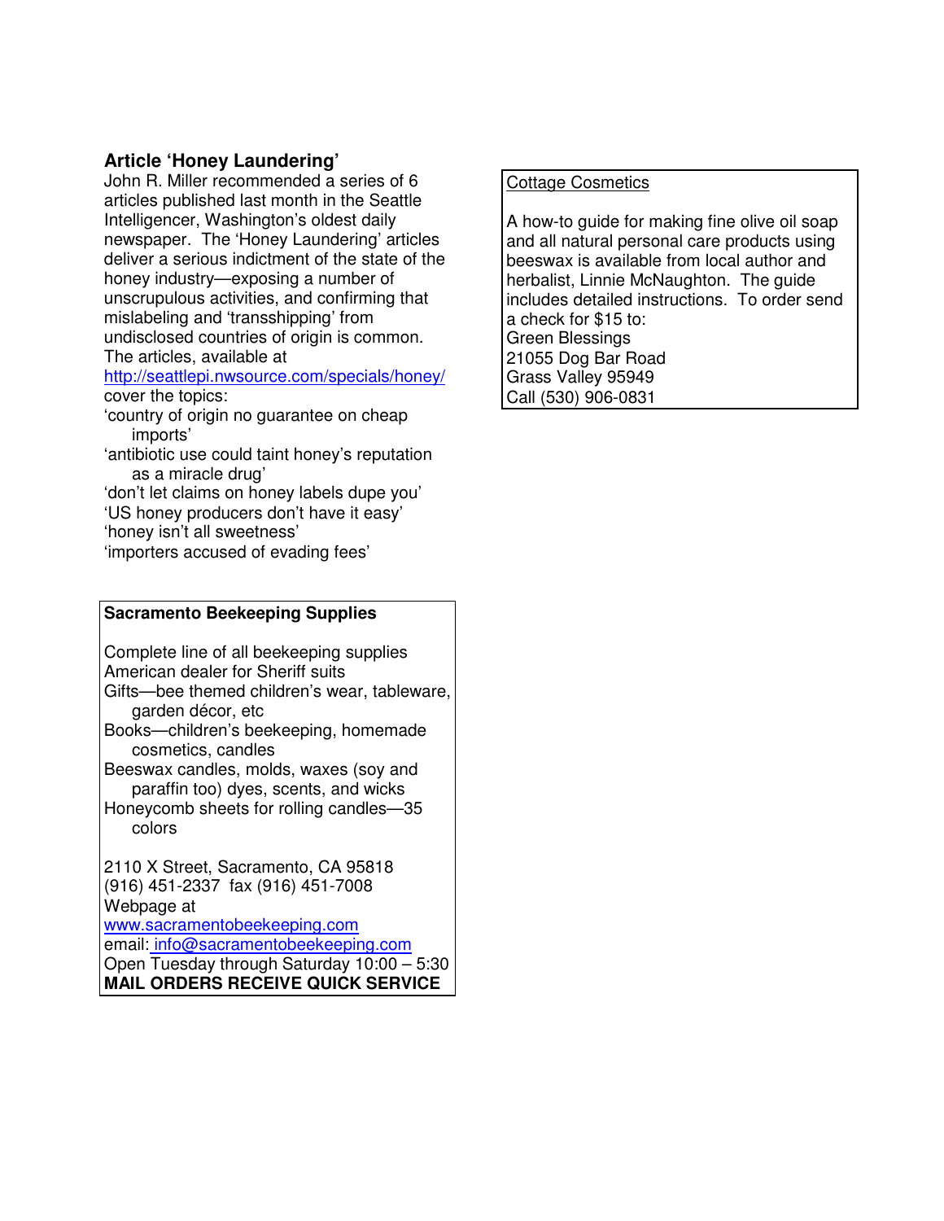## Article 'Honey Laundering'

John R. Miller recommended a series of 6 articles published last month in the Seattle Intelligencer, Washington's oldest daily newspaper. The 'Honey Laundering' articles deliver a serious indictment of the state of the honey industry—exposing a number of unscrupulous activities, and confirming that mislabeling and 'transshipping' from undisclosed countries of origin is common. The articles, available at http://seattlepi.nwsource.com/specials/honey/ cover the topics:

'country of origin no guarantee on cheap imports'
'antibiotic use could taint honey's reputation as a miracle drug'
'don't let claims on honey labels dupe you'
'US honey producers don't have it easy'
'honey isn't all sweetness'
'importers accused of evading fees'

**Sacramento Beekeeping Supplies**

Complete line of all beekeeping supplies
American dealer for Sheriff suits
Gifts—bee themed children's wear, tableware, garden décor, etc
Books—children's beekeeping, homemade cosmetics, candles
Beeswax candles, molds, waxes (soy and paraffin too) dyes, scents, and wicks
Honeycomb sheets for rolling candles—35 colors

2110 X Street, Sacramento, CA 95818
(916) 451-2337 fax (916) 451-7008
Webpage at
www.sacramentobeekeeping.com
email: info@sacramentobeekeeping.com
Open Tuesday through Saturday 10:00 – 5:30
**MAIL ORDERS RECEIVE QUICK SERVICE**

Cottage Cosmetics

A how-to guide for making fine olive oil soap and all natural personal care products using beeswax is available from local author and herbalist, Linnie McNaughton. The guide includes detailed instructions. To order send a check for $15 to:
Green Blessings
21055 Dog Bar Road
Grass Valley 95949
Call (530) 906-0831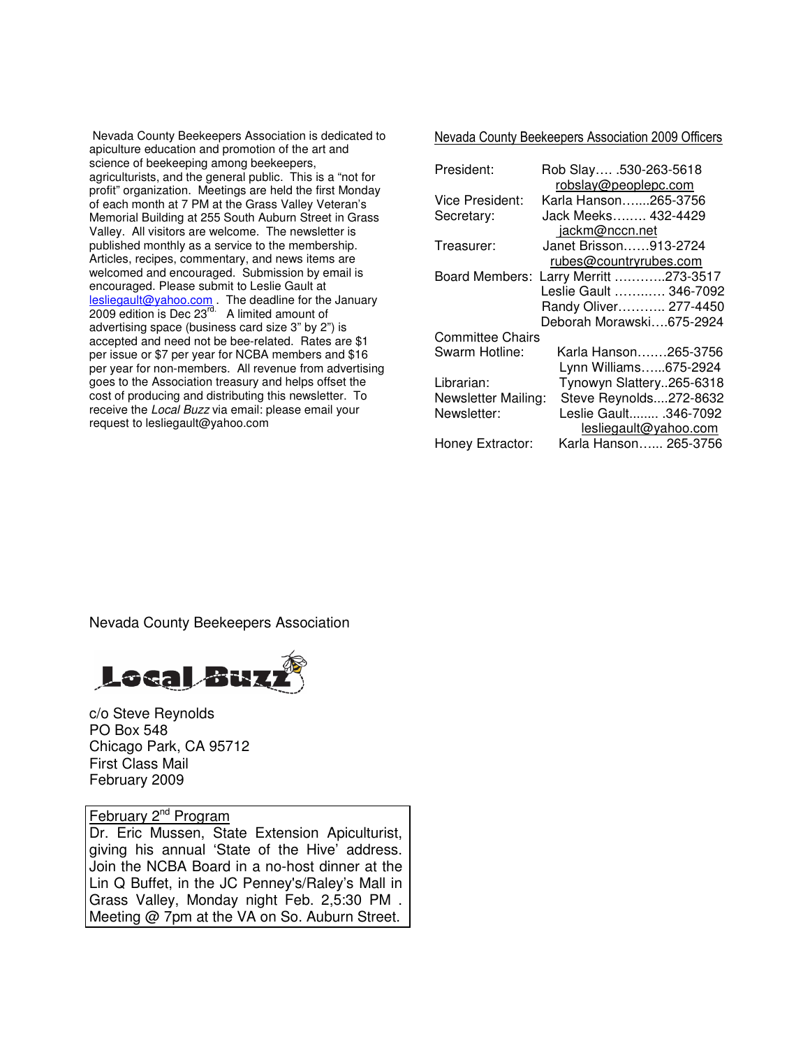Nevada County Beekeepers Association is dedicated to apiculture education and promotion of the art and science of beekeeping among beekeepers, agriculturists, and the general public. This is a "not for profit" organization. Meetings are held the first Monday of each month at 7 PM at the Grass Valley Veteran's Memorial Building at 255 South Auburn Street in Grass Valley. All visitors are welcome. The newsletter is published monthly as a service to the membership. Articles, recipes, commentary, and news items are welcomed and encouraged. Submission by email is encouraged. Please submit to Leslie Gault at lesliegault@yahoo.com . The deadline for the January 2009 edition is Dec 23rd. A limited amount of advertising space (business card size 3" by 2") is accepted and need not be bee-related. Rates are $1 per issue or $7 per year for NCBA members and $16 per year for non-members. All revenue from advertising goes to the Association treasury and helps offset the cost of producing and distributing this newsletter. To receive the *Local Buzz* via email: please email your request to lesliegault@yahoo.com

## Nevada County Beekeepers Association 2009 Officers

| | |
|---|---|
| President: | Rob Slay…. .530-263-5618 robslay@peoplepc.com |
| Vice President: | Karla Hanson…....265-3756 |
| Secretary: | Jack Meeks…….. 432-4429 jackm@nccn.net |
| Treasurer: | Janet Brisson……913-2724 rubes@countryrubes.com |
| Board Members: | Larry Merritt ………...273-3517 |
| | Leslie Gault ……….. 346-7092 |
| | Randy Oliver……….. 277-4450 |
| | Deborah Morawski….675-2924 |
| Committee Chairs | |
| Swarm Hotline: | Karla Hanson…….265-3756 |
| | Lynn Williams…...675-2924 |
| Librarian: | Tynowyn Slattery..265-6318 |
| Newsletter Mailing: | Steve Reynolds....272-8632 |
| Newsletter: | Leslie Gault........ .346-7092 lesliegault@yahoo.com |
| Honey Extractor: | Karla Hanson…... 265-3756 |

Nevada County Beekeepers Association

Local Buzz

c/o Steve Reynolds
PO Box 548
Chicago Park, CA 95712
First Class Mail
February 2009

**February 2nd Program**

Dr. Eric Mussen, State Extension Apiculturist, giving his annual 'State of the Hive' address. Join the NCBA Board in a no-host dinner at the Lin Q Buffet, in the JC Penney's/Raley's Mall in Grass Valley, Monday night Feb. 2,5:30 PM . Meeting @ 7pm at the VA on So. Auburn Street.